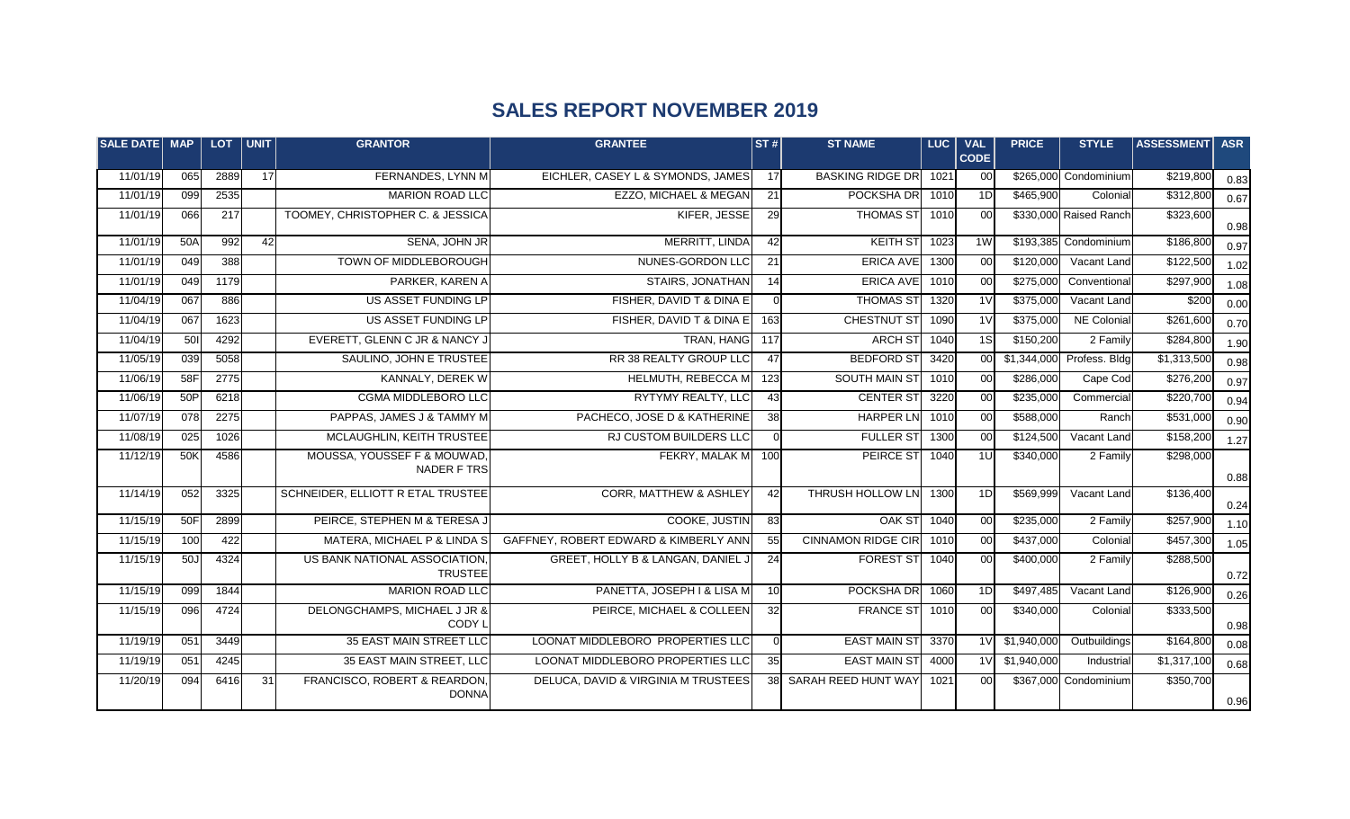## SALES REPORT NOVEMBER 2019

| SALE DATE | MAP | LOT | UNIT | GRANTOR | GRANTEE | ST # | ST NAME | LUC | VAL CODE | PRICE | STYLE | ASSESSMENT | ASR |
|---|---|---|---|---|---|---|---|---|---|---|---|---|---|
| 11/01/19 | 065 | 2889 | 17 | FERNANDES, LYNN M | EICHLER, CASEY L & SYMONDS, JAMES | 17 | BASKING RIDGE DR | 1021 | 00 | $265,000 | Condominium | $219,800 | 0.83 |
| 11/01/19 | 099 | 2535 | | MARION ROAD LLC | EZZO, MICHAEL & MEGAN | 21 | POCKSHA DR | 1010 | 1D | $465,900 | Colonial | $312,800 | 0.67 |
| 11/01/19 | 066 | 217 | | TOOMEY, CHRISTOPHER C. & JESSICA | KIFER, JESSE | 29 | THOMAS ST | 1010 | 00 | $330,000 | Raised Ranch | $323,600 | 0.98 |
| 11/01/19 | 50A | 992 | 42 | SENA, JOHN JR | MERRITT, LINDA | 42 | KEITH ST | 1023 | 1W | $193,385 | Condominium | $186,800 | 0.97 |
| 11/01/19 | 049 | 388 | | TOWN OF MIDDLEBOROUGH | NUNES-GORDON LLC | 21 | ERICA AVE | 1300 | 00 | $120,000 | Vacant Land | $122,500 | 1.02 |
| 11/01/19 | 049 | 1179 | | PARKER, KAREN A | STAIRS, JONATHAN | 14 | ERICA AVE | 1010 | 00 | $275,000 | Conventional | $297,900 | 1.08 |
| 11/04/19 | 067 | 886 | | US ASSET FUNDING LP | FISHER, DAVID T & DINA E | 0 | THOMAS ST | 1320 | 1V | $375,000 | Vacant Land | $200 | 0.00 |
| 11/04/19 | 067 | 1623 | | US ASSET FUNDING LP | FISHER, DAVID T & DINA E | 163 | CHESTNUT ST | 1090 | 1V | $375,000 | NE Colonial | $261,600 | 0.70 |
| 11/04/19 | 50I | 4292 | | EVERETT, GLENN C JR & NANCY J | TRAN, HANG | 117 | ARCH ST | 1040 | 1S | $150,200 | 2 Family | $284,800 | 1.90 |
| 11/05/19 | 039 | 5058 | | SAULINO, JOHN E TRUSTEE | RR 38 REALTY GROUP LLC | 47 | BEDFORD ST | 3420 | 00 | $1,344,000 | Profess. Bldg | $1,313,500 | 0.98 |
| 11/06/19 | 58F | 2775 | | KANNALY, DEREK W | HELMUTH, REBECCA M | 123 | SOUTH MAIN ST | 1010 | 00 | $286,000 | Cape Cod | $276,200 | 0.97 |
| 11/06/19 | 50P | 6218 | | CGMA MIDDLEBORO LLC | RYTYMY REALTY, LLC | 43 | CENTER ST | 3220 | 00 | $235,000 | Commercial | $220,700 | 0.94 |
| 11/07/19 | 078 | 2275 | | PAPPAS, JAMES J & TAMMY M | PACHECO, JOSE D & KATHERINE | 38 | HARPER LN | 1010 | 00 | $588,000 | Ranch | $531,000 | 0.90 |
| 11/08/19 | 025 | 1026 | | MCLAUGHLIN, KEITH TRUSTEE | RJ CUSTOM BUILDERS LLC | 0 | FULLER ST | 1300 | 00 | $124,500 | Vacant Land | $158,200 | 1.27 |
| 11/12/19 | 50K | 4586 | | MOUSSA, YOUSSEF F & MOUWAD, NADER F TRS | FEKRY, MALAK M | 100 | PEIRCE ST | 1040 | 1U | $340,000 | 2 Family | $298,000 | 0.88 |
| 11/14/19 | 052 | 3325 | | SCHNEIDER, ELLIOTT R ETAL TRUSTEE | CORR, MATTHEW & ASHLEY | 42 | THRUSH HOLLOW LN | 1300 | 1D | $569,999 | Vacant Land | $136,400 | 0.24 |
| 11/15/19 | 50F | 2899 | | PEIRCE, STEPHEN M & TERESA J | COOKE, JUSTIN | 83 | OAK ST | 1040 | 00 | $235,000 | 2 Family | $257,900 | 1.10 |
| 11/15/19 | 100 | 422 | | MATERA, MICHAEL P & LINDA S | GAFFNEY, ROBERT EDWARD & KIMBERLY ANN | 55 | CINNAMON RIDGE CIR | 1010 | 00 | $437,000 | Colonial | $457,300 | 1.05 |
| 11/15/19 | 50J | 4324 | | US BANK NATIONAL ASSOCIATION, TRUSTEE | GREET, HOLLY B & LANGAN, DANIEL J | 24 | FOREST ST | 1040 | 00 | $400,000 | 2 Family | $288,500 | 0.72 |
| 11/15/19 | 099 | 1844 | | MARION ROAD LLC | PANETTA, JOSEPH I & LISA M | 10 | POCKSHA DR | 1060 | 1D | $497,485 | Vacant Land | $126,900 | 0.26 |
| 11/15/19 | 096 | 4724 | | DELONGCHAMPS, MICHAEL J JR & CODY L | PEIRCE, MICHAEL & COLLEEN | 32 | FRANCE ST | 1010 | 00 | $340,000 | Colonial | $333,500 | 0.98 |
| 11/19/19 | 051 | 3449 | | 35 EAST MAIN STREET LLC | LOONAT MIDDLEBORO PROPERTIES LLC | 0 | EAST MAIN ST | 3370 | 1V | $1,940,000 | Outbuildings | $164,800 | 0.08 |
| 11/19/19 | 051 | 4245 | | 35 EAST MAIN STREET, LLC | LOONAT MIDDLEBORO PROPERTIES LLC | 35 | EAST MAIN ST | 4000 | 1V | $1,940,000 | Industrial | $1,317,100 | 0.68 |
| 11/20/19 | 094 | 6416 | 31 | FRANCISCO, ROBERT & REARDON, DONNA | DELUCA, DAVID & VIRGINIA M TRUSTEES | 38 | SARAH REED HUNT WAY | 1021 | 00 | $367,000 | Condominium | $350,700 | 0.96 |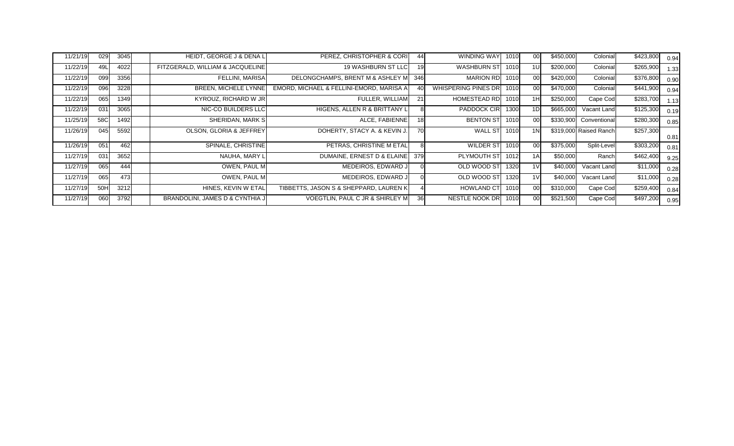| | | | | | | | | | | | | | |
|---|---|---|---|---|---|---|---|---|---|---|---|---|---|
| 11/21/19 | 029 | 3045 | | HEIDT, GEORGE J & DENA L | PEREZ, CHRISTOPHER & CORI | 44 | WINDING WAY | 1010 | 00 | $450,000 | Colonial | $423,800 | 0.94 |
| 11/22/19 | 49L | 4022 | | FITZGERALD, WILLIAM & JACQUELINE | 19 WASHBURN ST LLC | 19 | WASHBURN ST | 1010 | 1U | $200,000 | Colonial | $265,900 | 1.33 |
| 11/22/19 | 099 | 3356 | | FELLINI, MARISA | DELONGCHAMPS, BRENT M & ASHLEY M | 346 | MARION RD | 1010 | 00 | $420,000 | Colonial | $376,800 | 0.90 |
| 11/22/19 | 096 | 3228 | | BREEN, MICHELE LYNNE | EMORD, MICHAEL & FELLINI-EMORD, MARISA A | 40 | WHISPERING PINES DR | 1010 | 00 | $470,000 | Colonial | $441,900 | 0.94 |
| 11/22/19 | 065 | 1349 | | KYROUZ, RICHARD W JR | FULLER, WILLIAM | 21 | HOMESTEAD RD | 1010 | 1H | $250,000 | Cape Cod | $283,700 | 1.13 |
| 11/22/19 | 031 | 3065 | | NIC-CO BUILDERS LLC | HIGENS, ALLEN R & BRITTANY L | 8 | PADDOCK CIR | 1300 | 1D | $665,000 | Vacant Land | $125,300 | 0.19 |
| 11/25/19 | 58C | 1492 | | SHERIDAN, MARK S | ALCE, FABIENNE | 18 | BENTON ST | 1010 | 00 | $330,900 | Conventional | $280,300 | 0.85 |
| 11/26/19 | 045 | 5592 | | OLSON, GLORIA & JEFFREY | DOHERTY, STACY A. & KEVIN J. | 70 | WALL ST | 1010 | 1N | $319,000 | Raised Ranch | $257,300 | 0.81 |
| 11/26/19 | 051 | 462 | | SPINALE, CHRISTINE | PETRAS, CHRISTINE M ETAL | 8 | WILDER ST | 1010 | 00 | $375,000 | Split-Level | $303,200 | 0.81 |
| 11/27/19 | 031 | 3652 | | NAUHA, MARY L | DUMAINE, ERNEST D & ELAINE | 379 | PLYMOUTH ST | 1012 | 1A | $50,000 | Ranch | $462,400 | 9.25 |
| 11/27/19 | 065 | 444 | | OWEN, PAUL M | MEDEIROS, EDWARD J | 0 | OLD WOOD ST | 1320 | 1V | $40,000 | Vacant Land | $11,000 | 0.28 |
| 11/27/19 | 065 | 473 | | OWEN, PAUL M | MEDEIROS, EDWARD J | 0 | OLD WOOD ST | 1320 | 1V | $40,000 | Vacant Land | $11,000 | 0.28 |
| 11/27/19 | 50H | 3212 | | HINES, KEVIN W ETAL | TIBBETTS, JASON S & SHEPPARD, LAUREN K | 4 | HOWLAND CT | 1010 | 00 | $310,000 | Cape Cod | $259,400 | 0.84 |
| 11/27/19 | 060 | 3792 | | BRANDOLINI, JAMES D & CYNTHIA J | VOEGTLIN, PAUL C JR & SHIRLEY M | 36 | NESTLE NOOK DR | 1010 | 00 | $521,500 | Cape Cod | $497,200 | 0.95 |